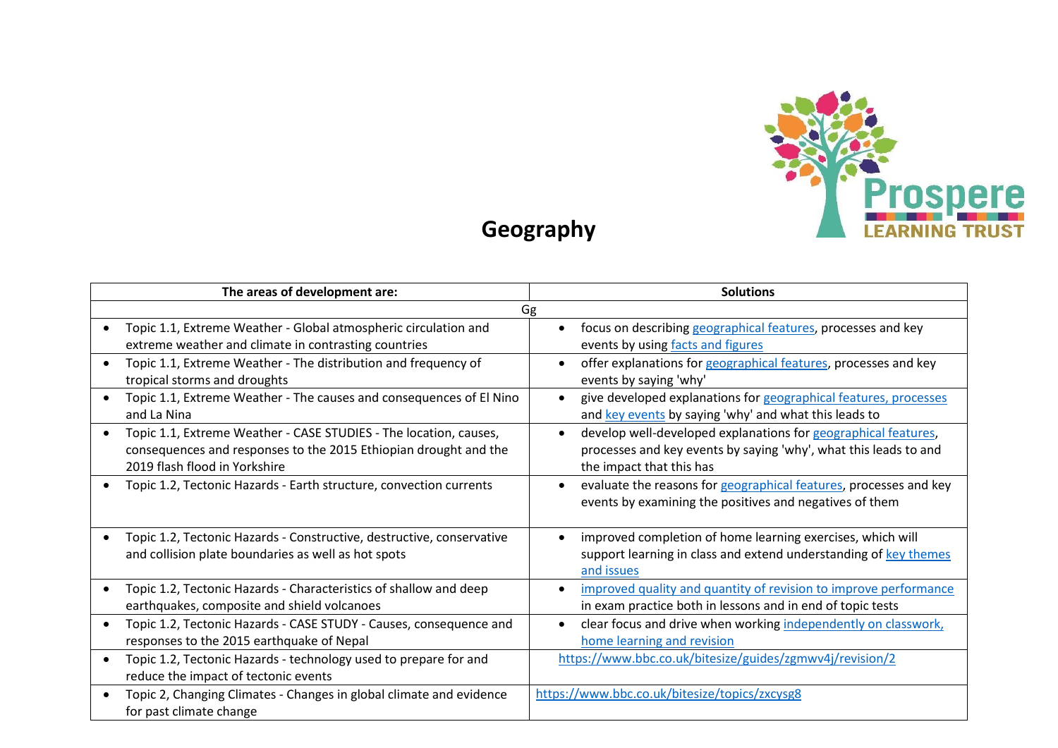# Geography

| The areas of development are: | Solutions |
|---|---|
| Gg | |
| • Topic 1.1, Extreme Weather - Global atmospheric circulation and extreme weather and climate in contrasting countries | • focus on describing geographical features, processes and key events by using facts and figures |
| • Topic 1.1, Extreme Weather - The distribution and frequency of tropical storms and droughts | • offer explanations for geographical features, processes and key events by saying 'why' |
| • Topic 1.1, Extreme Weather - The causes and consequences of El Nino and La Nina | • give developed explanations for geographical features, processes and key events by saying 'why' and what this leads to |
| • Topic 1.1, Extreme Weather - CASE STUDIES - The location, causes, consequences and responses to the 2015 Ethiopian drought and the 2019 flash flood in Yorkshire | • develop well-developed explanations for geographical features, processes and key events by saying 'why', what this leads to and the impact that this has |
| • Topic 1.2, Tectonic Hazards - Earth structure, convection currents | • evaluate the reasons for geographical features, processes and key events by examining the positives and negatives of them |
| • Topic 1.2, Tectonic Hazards - Constructive, destructive, conservative and collision plate boundaries as well as hot spots | • improved completion of home learning exercises, which will support learning in class and extend understanding of key themes and issues |
| • Topic 1.2, Tectonic Hazards - Characteristics of shallow and deep earthquakes, composite and shield volcanoes | • improved quality and quantity of revision to improve performance in exam practice both in lessons and in end of topic tests |
| • Topic 1.2, Tectonic Hazards - CASE STUDY - Causes, consequence and responses to the 2015 earthquake of Nepal | • clear focus and drive when working independently on classwork, home learning and revision |
| • Topic 1.2, Tectonic Hazards - technology used to prepare for and reduce the impact of tectonic events | https://www.bbc.co.uk/bitesize/guides/zgmwv4j/revision/2 |
| • Topic 2, Changing Climates - Changes in global climate and evidence for past climate change | https://www.bbc.co.uk/bitesize/topics/zxcysg8 |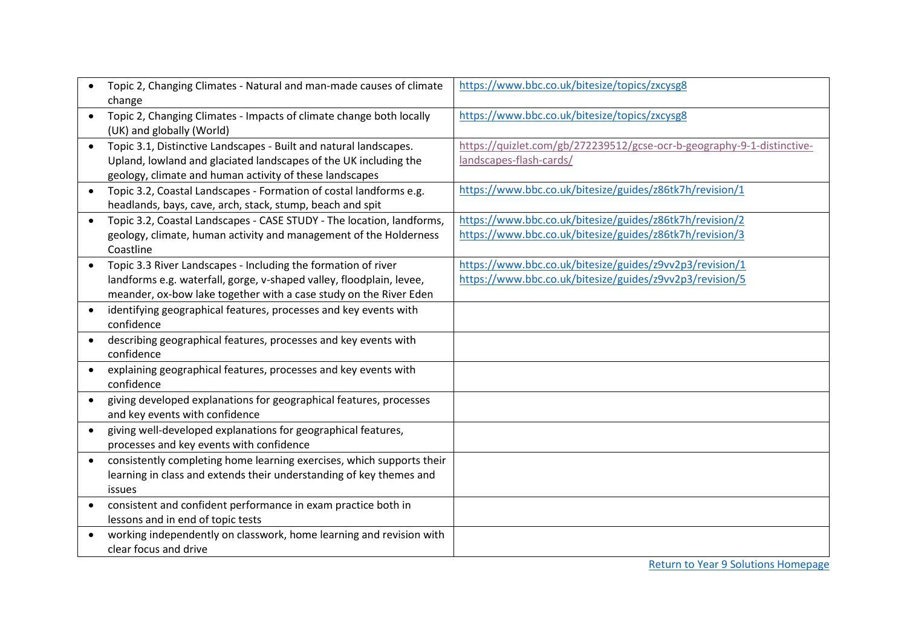| | |
|---|---|
| • Topic 2, Changing Climates - Natural and man-made causes of climate change | https://www.bbc.co.uk/bitesize/topics/zxcysg8 |
| • Topic 2, Changing Climates - Impacts of climate change both locally (UK) and globally (World) | https://www.bbc.co.uk/bitesize/topics/zxcysg8 |
| • Topic 3.1, Distinctive Landscapes - Built and natural landscapes. Upland, lowland and glaciated landscapes of the UK including the geology, climate and human activity of these landscapes | https://quizlet.com/gb/272239512/gcse-ocr-b-geography-9-1-distinctive-landscapes-flash-cards/ |
| • Topic 3.2, Coastal Landscapes - Formation of costal landforms e.g. headlands, bays, cave, arch, stack, stump, beach and spit | https://www.bbc.co.uk/bitesize/guides/z86tk7h/revision/1 |
| • Topic 3.2, Coastal Landscapes - CASE STUDY - The location, landforms, geology, climate, human activity and management of the Holderness Coastline | https://www.bbc.co.uk/bitesize/guides/z86tk7h/revision/2 https://www.bbc.co.uk/bitesize/guides/z86tk7h/revision/3 |
| • Topic 3.3 River Landscapes - Including the formation of river landforms e.g. waterfall, gorge, v-shaped valley, floodplain, levee, meander, ox-bow lake together with a case study on the River Eden | https://www.bbc.co.uk/bitesize/guides/z9vv2p3/revision/1 https://www.bbc.co.uk/bitesize/guides/z9vv2p3/revision/5 |
| • identifying geographical features, processes and key events with confidence | |
| • describing geographical features, processes and key events with confidence | |
| • explaining geographical features, processes and key events with confidence | |
| • giving developed explanations for geographical features, processes and key events with confidence | |
| • giving well-developed explanations for geographical features, processes and key events with confidence | |
| • consistently completing home learning exercises, which supports their learning in class and extends their understanding of key themes and issues | |
| • consistent and confident performance in exam practice both in lessons and in end of topic tests | |
| • working independently on classwork, home learning and revision with clear focus and drive | |

Return to Year 9 Solutions Homepage